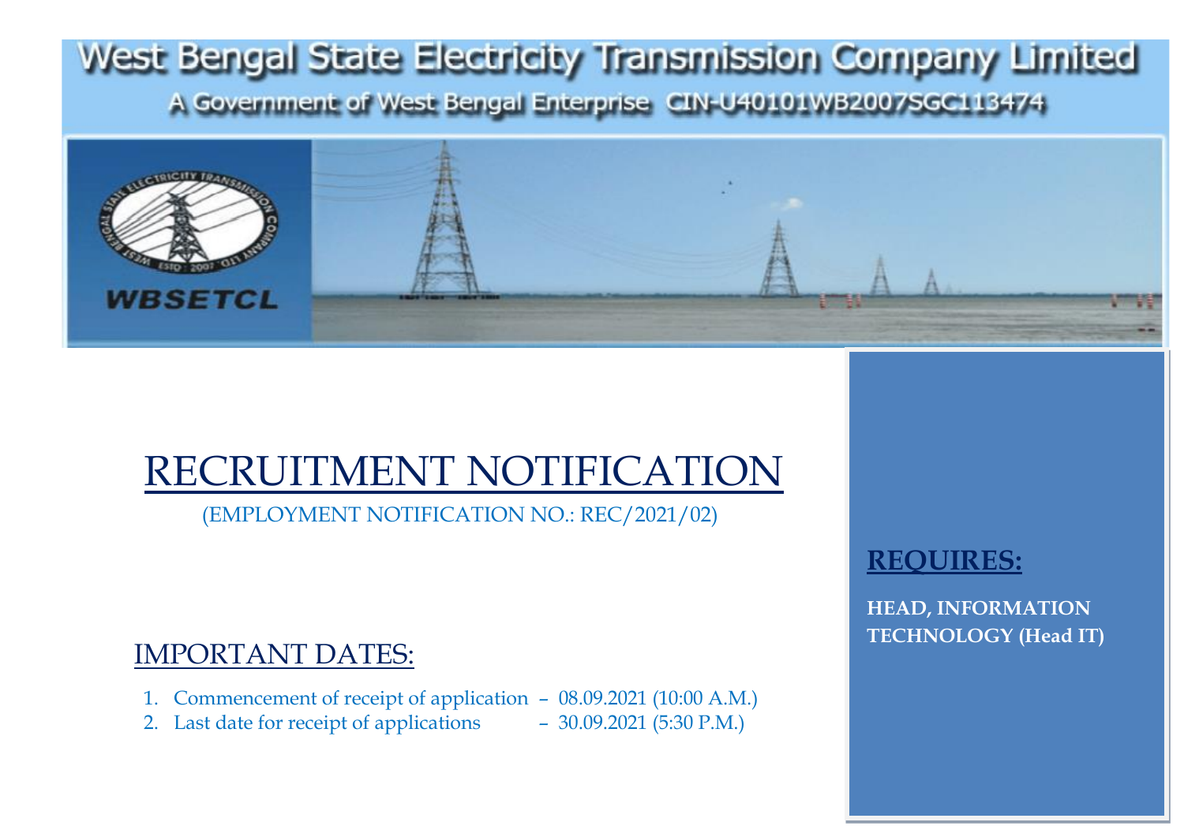# West Bengal State Electricity Transmission Company Limited

A Government of West Bengal Enterprise CIN-U40101WB2007SGC113474

WBSETCL

# RECRUITMENT NOTIFICATION

(EMPLOYMENT NOTIFICATION NO.: REC/2021/02)

## REQUIRES:

**HEAD, INFORMATION TECHNOLOGY (Head IT)**

## IMPORTANT DATES:

1. Commencement of receipt of application – 08.09.2021 (10:00 A.M.)
2. Last date for receipt of applications – 30.09.2021 (5:30 P.M.)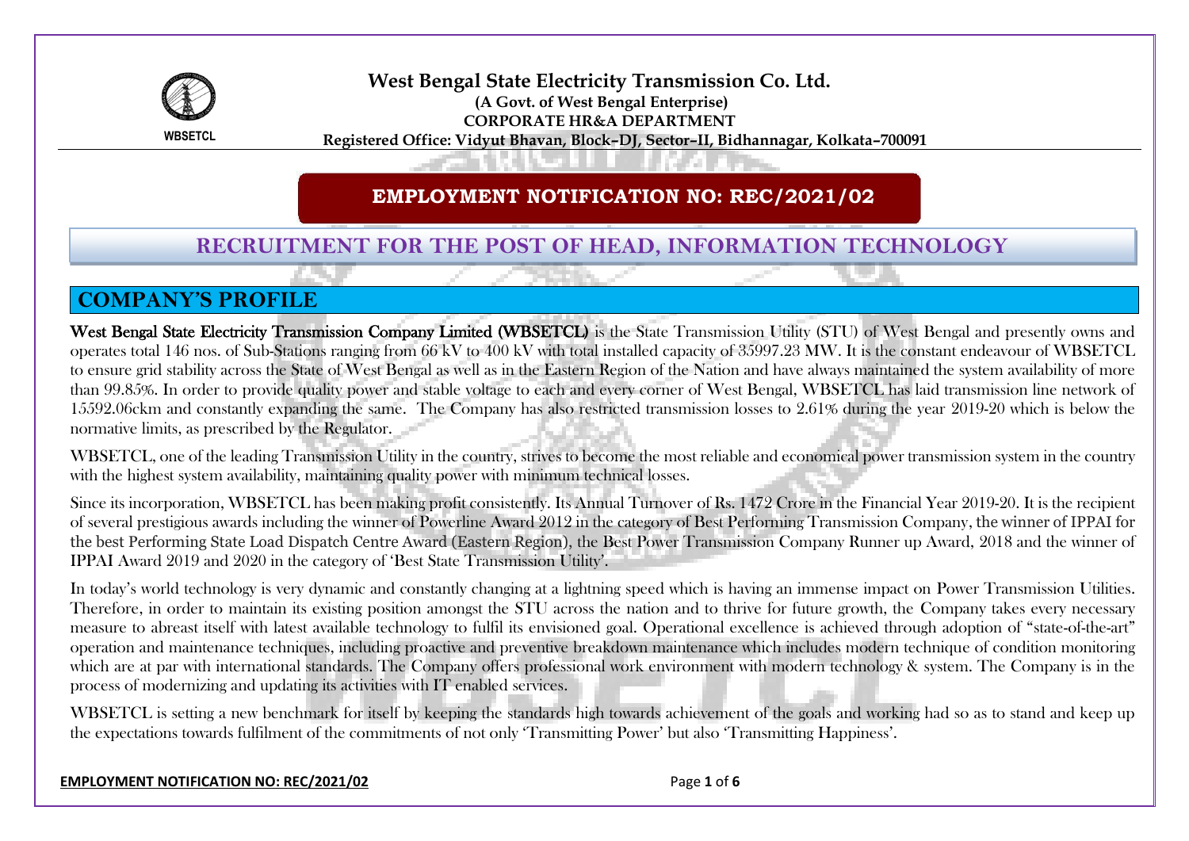West Bengal State Electricity Transmission Co. Ltd.
(A Govt. of West Bengal Enterprise)
CORPORATE HR&A DEPARTMENT
Registered Office: Vidyut Bhavan, Block–DJ, Sector–II, Bidhannagar, Kolkata–700091

WBSETCL

# EMPLOYMENT NOTIFICATION NO: REC/2021/02

## RECRUITMENT FOR THE POST OF HEAD, INFORMATION TECHNOLOGY

## COMPANY'S PROFILE

West Bengal State Electricity Transmission Company Limited (WBSETCL) is the State Transmission Utility (STU) of West Bengal and presently owns and operates total 146 nos. of Sub-Stations ranging from 66 kV to 400 kV with total installed capacity of 35997.23 MW. It is the constant endeavour of WBSETCL to ensure grid stability across the State of West Bengal as well as in the Eastern Region of the Nation and have always maintained the system availability of more than 99.85%. In order to provide quality power and stable voltage to each and every corner of West Bengal, WBSETCL has laid transmission line network of 15592.06ckm and constantly expanding the same. The Company has also restricted transmission losses to 2.61% during the year 2019-20 which is below the normative limits, as prescribed by the Regulator.

WBSETCL, one of the leading Transmission Utility in the country, strives to become the most reliable and economical power transmission system in the country with the highest system availability, maintaining quality power with minimum technical losses.

Since its incorporation, WBSETCL has been making profit consistently. Its Annual Turnover of Rs. 1472 Crore in the Financial Year 2019-20. It is the recipient of several prestigious awards including the winner of Powerline Award 2012 in the category of Best Performing Transmission Company, the winner of IPPAI for the best Performing State Load Dispatch Centre Award (Eastern Region), the Best Power Transmission Company Runner up Award, 2018 and the winner of IPPAI Award 2019 and 2020 in the category of 'Best State Transmission Utility'.

In today's world technology is very dynamic and constantly changing at a lightning speed which is having an immense impact on Power Transmission Utilities. Therefore, in order to maintain its existing position amongst the STU across the nation and to thrive for future growth, the Company takes every necessary measure to abreast itself with latest available technology to fulfil its envisioned goal. Operational excellence is achieved through adoption of "state-of-the-art" operation and maintenance techniques, including proactive and preventive breakdown maintenance which includes modern technique of condition monitoring which are at par with international standards. The Company offers professional work environment with modern technology & system. The Company is in the process of modernizing and updating its activities with IT enabled services.

WBSETCL is setting a new benchmark for itself by keeping the standards high towards achievement of the goals and working had so as to stand and keep up the expectations towards fulfilment of the commitments of not only 'Transmitting Power' but also 'Transmitting Happiness'.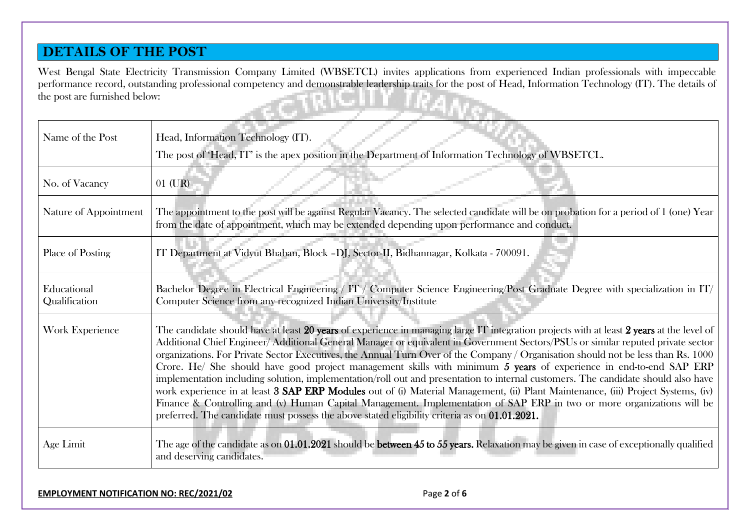## DETAILS OF THE POST

West Bengal State Electricity Transmission Company Limited (WBSETCL) invites applications from experienced Indian professionals with impeccable performance record, outstanding professional competency and demonstrable leadership traits for the post of Head, Information Technology (IT). The details of the post are furnished below:

| | |
|---|---|
| Name of the Post | Head, Information Technology (IT).<br>The post of 'Head, IT' is the apex position in the Department of Information Technology of WBSETCL. |
| No. of Vacancy | 01 (UR) |
| Nature of Appointment | The appointment to the post will be against Regular Vacancy. The selected candidate will be on probation for a period of 1 (one) Year from the date of appointment, which may be extended depending upon performance and conduct. |
| Place of Posting | IT Department at Vidyut Bhaban, Block –DJ, Sector-II, Bidhannagar, Kolkata - 700091. |
| Educational Qualification | Bachelor Degree in Electrical Engineering / IT / Computer Science Engineering/Post Graduate Degree with specialization in IT/ Computer Science from any recognized Indian University/Institute |
| Work Experience | The candidate should have at least **20 years** of experience in managing large IT integration projects with at least **2 years** at the level of Additional Chief Engineer/ Additional General Manager or equivalent in Government Sectors/PSUs or similar reputed private sector organizations. For Private Sector Executives, the Annual Turn Over of the Company / Organisation should not be less than Rs. 1000 Crore. He/ She should have good project management skills with minimum **5 years** of experience in end-to-end SAP ERP implementation including solution, implementation/roll out and presentation to internal customers. The candidate should also have work experience in at least **3 SAP ERP Modules** out of (i) Material Management, (ii) Plant Maintenance, (iii) Project Systems, (iv) Finance & Controlling and (v) Human Capital Management. Implementation of SAP ERP in two or more organizations will be preferred. The candidate must possess the above stated eligibility criteria as on **01.01.2021.** |
| Age Limit | The age of the candidate as on **01.01.2021** should be **between 45 to 55 years.** Relaxation may be given in case of exceptionally qualified and deserving candidates. |

**EMPLOYMENT NOTIFICATION NO: REC/2021/02**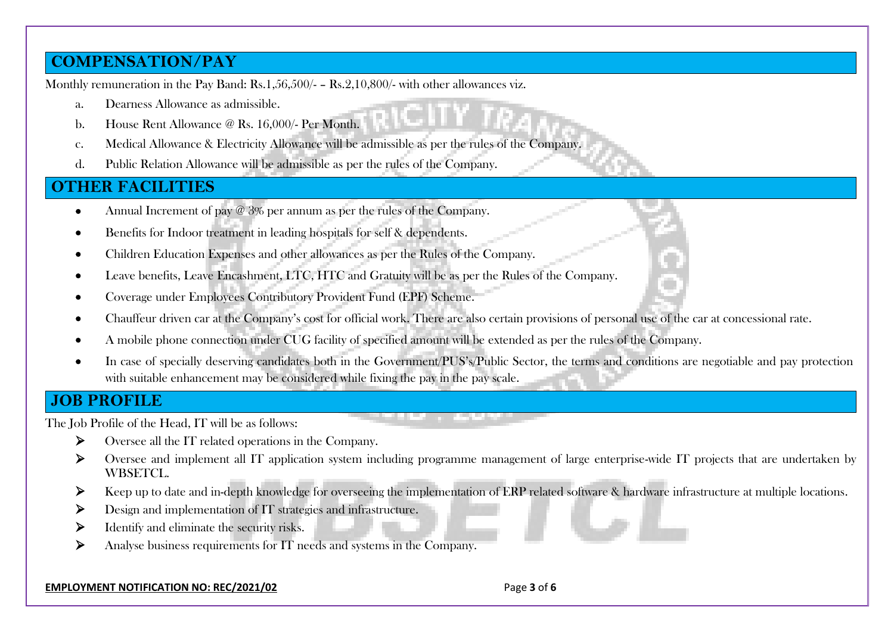## COMPENSATION/PAY

Monthly remuneration in the Pay Band: Rs.1,56,500/- – Rs.2,10,800/- with other allowances viz.

a. Dearness Allowance as admissible.
b. House Rent Allowance @ Rs. 16,000/- Per Month.
c. Medical Allowance & Electricity Allowance will be admissible as per the rules of the Company.
d. Public Relation Allowance will be admissible as per the rules of the Company.

## OTHER FACILITIES

- Annual Increment of pay @ 3% per annum as per the rules of the Company.
- Benefits for Indoor treatment in leading hospitals for self & dependents.
- Children Education Expenses and other allowances as per the Rules of the Company.
- Leave benefits, Leave Encashment, LTC, HTC and Gratuity will be as per the Rules of the Company.
- Coverage under Employees Contributory Provident Fund (EPF) Scheme.
- Chauffeur driven car at the Company's cost for official work. There are also certain provisions of personal use of the car at concessional rate.
- A mobile phone connection under CUG facility of specified amount will be extended as per the rules of the Company.
- In case of specially deserving candidates both in the Government/PUS's/Public Sector, the terms and conditions are negotiable and pay protection with suitable enhancement may be considered while fixing the pay in the pay scale.

## JOB PROFILE

The Job Profile of the Head, IT will be as follows:

- Oversee all the IT related operations in the Company.
- Oversee and implement all IT application system including programme management of large enterprise-wide IT projects that are undertaken by WBSETCL.
- Keep up to date and in-depth knowledge for overseeing the implementation of ERP related software & hardware infrastructure at multiple locations.
- Design and implementation of IT strategies and infrastructure.
- Identify and eliminate the security risks.
- Analyse business requirements for IT needs and systems in the Company.

**EMPLOYMENT NOTIFICATION NO: REC/2021/02**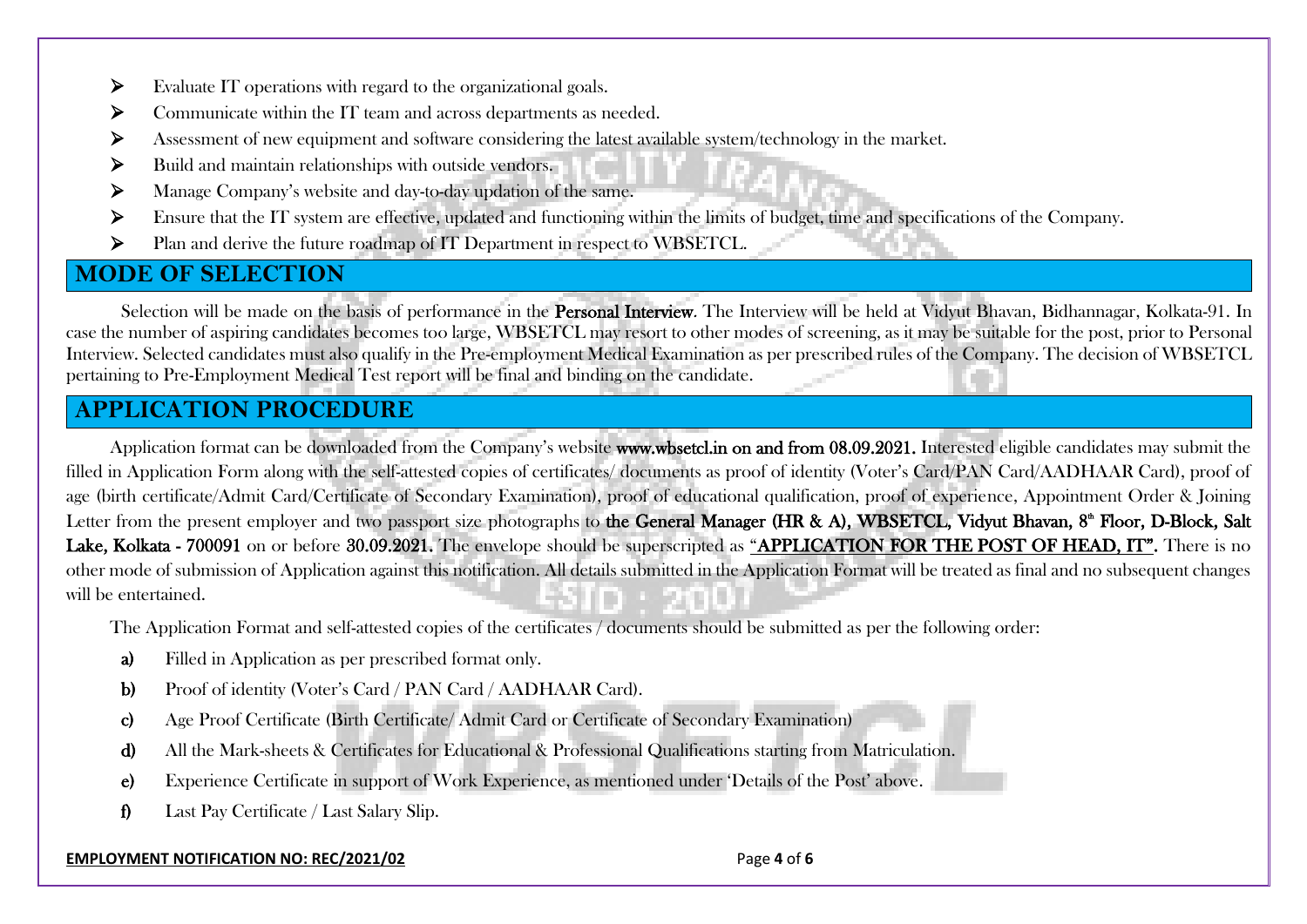- Evaluate IT operations with regard to the organizational goals.
- Communicate within the IT team and across departments as needed.
- Assessment of new equipment and software considering the latest available system/technology in the market.
- Build and maintain relationships with outside vendors.
- Manage Company's website and day-to-day updation of the same.
- Ensure that the IT system are effective, updated and functioning within the limits of budget, time and specifications of the Company.
- Plan and derive the future roadmap of IT Department in respect to WBSETCL.

## MODE OF SELECTION

Selection will be made on the basis of performance in the **Personal Interview**. The Interview will be held at Vidyut Bhavan, Bidhannagar, Kolkata-91. In case the number of aspiring candidates becomes too large, WBSETCL may resort to other modes of screening, as it may be suitable for the post, prior to Personal Interview. Selected candidates must also qualify in the Pre-employment Medical Examination as per prescribed rules of the Company. The decision of WBSETCL pertaining to Pre-Employment Medical Test report will be final and binding on the candidate.

## APPLICATION PROCEDURE

Application format can be downloaded from the Company's website **www.wbsetcl.in on and from 08.09.2021.** Interested eligible candidates may submit the filled in Application Form along with the self-attested copies of certificates/ documents as proof of identity (Voter's Card/PAN Card/AADHAAR Card), proof of age (birth certificate/Admit Card/Certificate of Secondary Examination), proof of educational qualification, proof of experience, Appointment Order & Joining Letter from the present employer and two passport size photographs to **the General Manager (HR & A), WBSETCL, Vidyut Bhavan, 8th Floor, D-Block, Salt Lake, Kolkata - 700091** on or before **30.09.2021.** The envelope should be superscripted as **"APPLICATION FOR THE POST OF HEAD, IT".** There is no other mode of submission of Application against this notification. All details submitted in the Application Format will be treated as final and no subsequent changes will be entertained.

The Application Format and self-attested copies of the certificates / documents should be submitted as per the following order:

**a)** Filled in Application as per prescribed format only.

**b)** Proof of identity (Voter's Card / PAN Card / AADHAAR Card).

**c)** Age Proof Certificate (Birth Certificate/ Admit Card or Certificate of Secondary Examination)

**d)** All the Mark-sheets & Certificates for Educational & Professional Qualifications starting from Matriculation.

**e)** Experience Certificate in support of Work Experience, as mentioned under 'Details of the Post' above.

**f)** Last Pay Certificate / Last Salary Slip.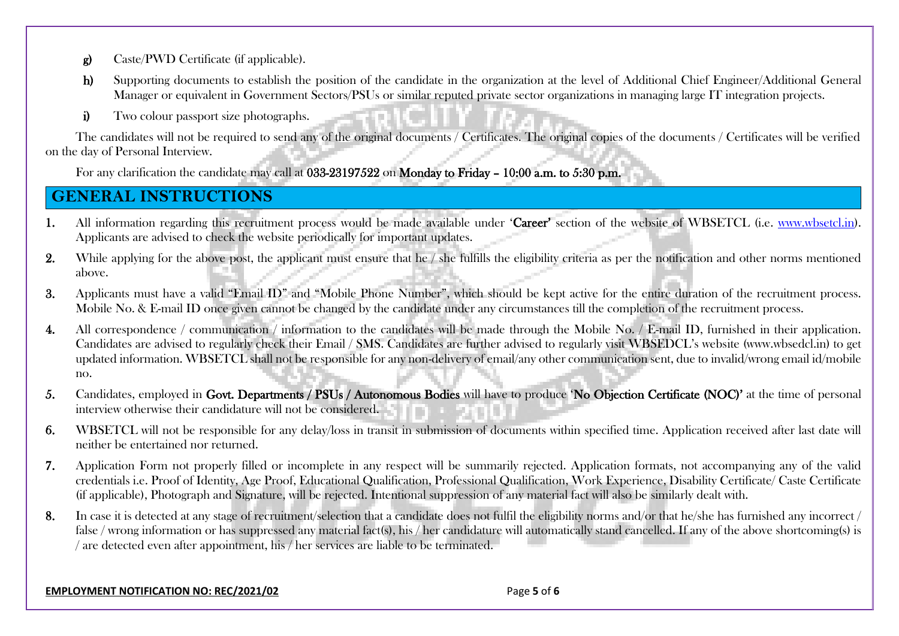g) Caste/PWD Certificate (if applicable).

h) Supporting documents to establish the position of the candidate in the organization at the level of Additional Chief Engineer/Additional General Manager or equivalent in Government Sectors/PSUs or similar reputed private sector organizations in managing large IT integration projects.

i) Two colour passport size photographs.

The candidates will not be required to send any of the original documents / Certificates. The original copies of the documents / Certificates will be verified on the day of Personal Interview.

For any clarification the candidate may call at **033-23197522** on **Monday to Friday – 10:00 a.m. to 5:30 p.m.**

## GENERAL INSTRUCTIONS

1. All information regarding this recruitment process would be made available under '**Career**' section of the website of WBSETCL (i.e. www.wbsetcl.in). Applicants are advised to check the website periodically for important updates.
2. While applying for the above post, the applicant must ensure that he / she fulfills the eligibility criteria as per the notification and other norms mentioned above.
3. Applicants must have a valid "Email ID" and "Mobile Phone Number", which should be kept active for the entire duration of the recruitment process. Mobile No. & E-mail ID once given cannot be changed by the candidate under any circumstances till the completion of the recruitment process.
4. All correspondence / communication / information to the candidates will be made through the Mobile No. / E-mail ID, furnished in their application. Candidates are advised to regularly check their Email / SMS. Candidates are further advised to regularly visit WBSEDCL's website (www.wbsedcl.in) to get updated information. WBSETCL shall not be responsible for any non-delivery of email/any other communication sent, due to invalid/wrong email id/mobile no.
5. Candidates, employed in **Govt. Departments / PSUs / Autonomous Bodies** will have to produce '**No Objection Certificate (NOC)**' at the time of personal interview otherwise their candidature will not be considered.
6. WBSETCL will not be responsible for any delay/loss in transit in submission of documents within specified time. Application received after last date will neither be entertained nor returned.
7. Application Form not properly filled or incomplete in any respect will be summarily rejected. Application formats, not accompanying any of the valid credentials i.e. Proof of Identity, Age Proof, Educational Qualification, Professional Qualification, Work Experience, Disability Certificate/ Caste Certificate (if applicable), Photograph and Signature, will be rejected. Intentional suppression of any material fact will also be similarly dealt with.
8. In case it is detected at any stage of recruitment/selection that a candidate does not fulfil the eligibility norms and/or that he/she has furnished any incorrect / false / wrong information or has suppressed any material fact(s), his / her candidature will automatically stand cancelled. If any of the above shortcoming(s) is / are detected even after appointment, his / her services are liable to be terminated.

**EMPLOYMENT NOTIFICATION NO: REC/2021/02**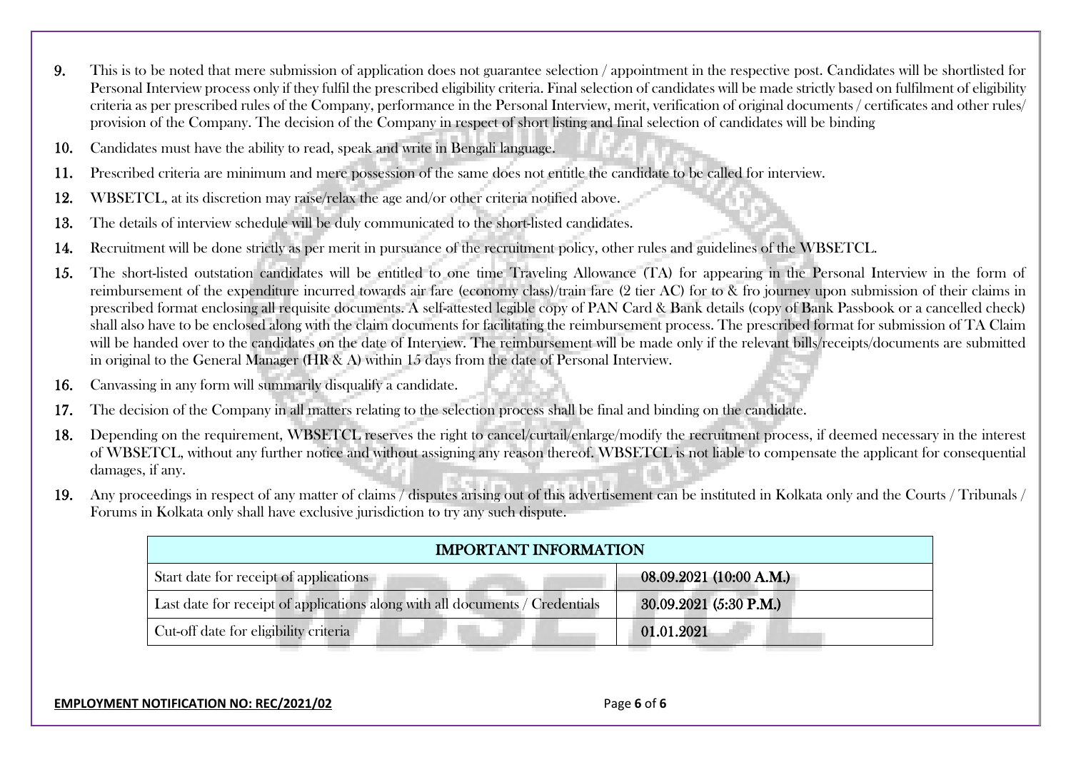9. This is to be noted that mere submission of application does not guarantee selection / appointment in the respective post. Candidates will be shortlisted for Personal Interview process only if they fulfil the prescribed eligibility criteria. Final selection of candidates will be made strictly based on fulfilment of eligibility criteria as per prescribed rules of the Company, performance in the Personal Interview, merit, verification of original documents / certificates and other rules/ provision of the Company. The decision of the Company in respect of short listing and final selection of candidates will be binding

10. Candidates must have the ability to read, speak and write in Bengali language.

11. Prescribed criteria are minimum and mere possession of the same does not entitle the candidate to be called for interview.

12. WBSETCL, at its discretion may raise/relax the age and/or other criteria notified above.

13. The details of interview schedule will be duly communicated to the short-listed candidates.

14. Recruitment will be done strictly as per merit in pursuance of the recruitment policy, other rules and guidelines of the WBSETCL.

15. The short-listed outstation candidates will be entitled to one time Traveling Allowance (TA) for appearing in the Personal Interview in the form of reimbursement of the expenditure incurred towards air fare (economy class)/train fare (2 tier AC) for to & fro journey upon submission of their claims in prescribed format enclosing all requisite documents. A self-attested legible copy of PAN Card & Bank details (copy of Bank Passbook or a cancelled check) shall also have to be enclosed along with the claim documents for facilitating the reimbursement process. The prescribed format for submission of TA Claim will be handed over to the candidates on the date of Interview. The reimbursement will be made only if the relevant bills/receipts/documents are submitted in original to the General Manager (HR & A) within 15 days from the date of Personal Interview.

16. Canvassing in any form will summarily disqualify a candidate.

17. The decision of the Company in all matters relating to the selection process shall be final and binding on the candidate.

18. Depending on the requirement, WBSETCL reserves the right to cancel/curtail/enlarge/modify the recruitment process, if deemed necessary in the interest of WBSETCL, without any further notice and without assigning any reason thereof. WBSETCL is not liable to compensate the applicant for consequential damages, if any.

19. Any proceedings in respect of any matter of claims / disputes arising out of this advertisement can be instituted in Kolkata only and the Courts / Tribunals / Forums in Kolkata only shall have exclusive jurisdiction to try any such dispute.

| IMPORTANT INFORMATION | |
|---|---|
| Start date for receipt of applications | 08.09.2021 (10:00 A.M.) |
| Last date for receipt of applications along with all documents / Credentials | 30.09.2021 (5:30 P.M.) |
| Cut-off date for eligibility criteria | 01.01.2021 |

**EMPLOYMENT NOTIFICATION NO: REC/2021/02**